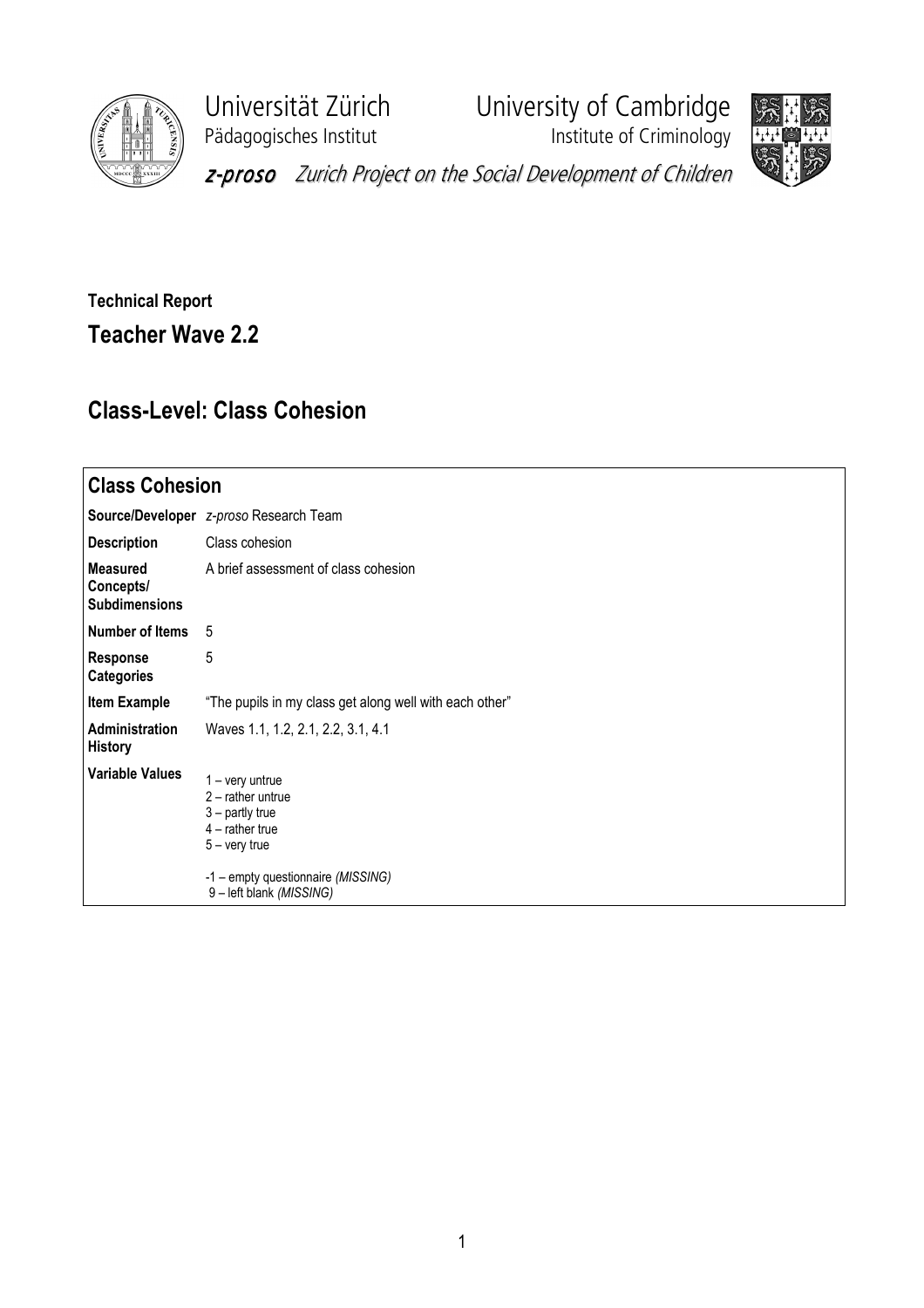Universität Zürich
Pädagogisches Institut

University of Cambridge
Institute of Criminology

*z-proso* Zurich Project on the Social Development of Children

**Technical Report**

## Teacher Wave 2.2

## Class-Level: Class Cohesion

| **Class Cohesion** | |
|---|---|
| **Source/Developer** | *z-proso* Research Team |
| **Description** | Class cohesion |
| **Measured Concepts/ Subdimensions** | A brief assessment of class cohesion |
| **Number of Items** | 5 |
| **Response Categories** | 5 |
| **Item Example** | "The pupils in my class get along well with each other" |
| **Administration History** | Waves 1.1, 1.2, 2.1, 2.2, 3.1, 4.1 |
| **Variable Values** | 1 – very untrue<br>2 – rather untrue<br>3 – partly true<br>4 – rather true<br>5 – very true<br><br>-1 – empty questionnaire *(MISSING)*<br>9 – left blank *(MISSING)* |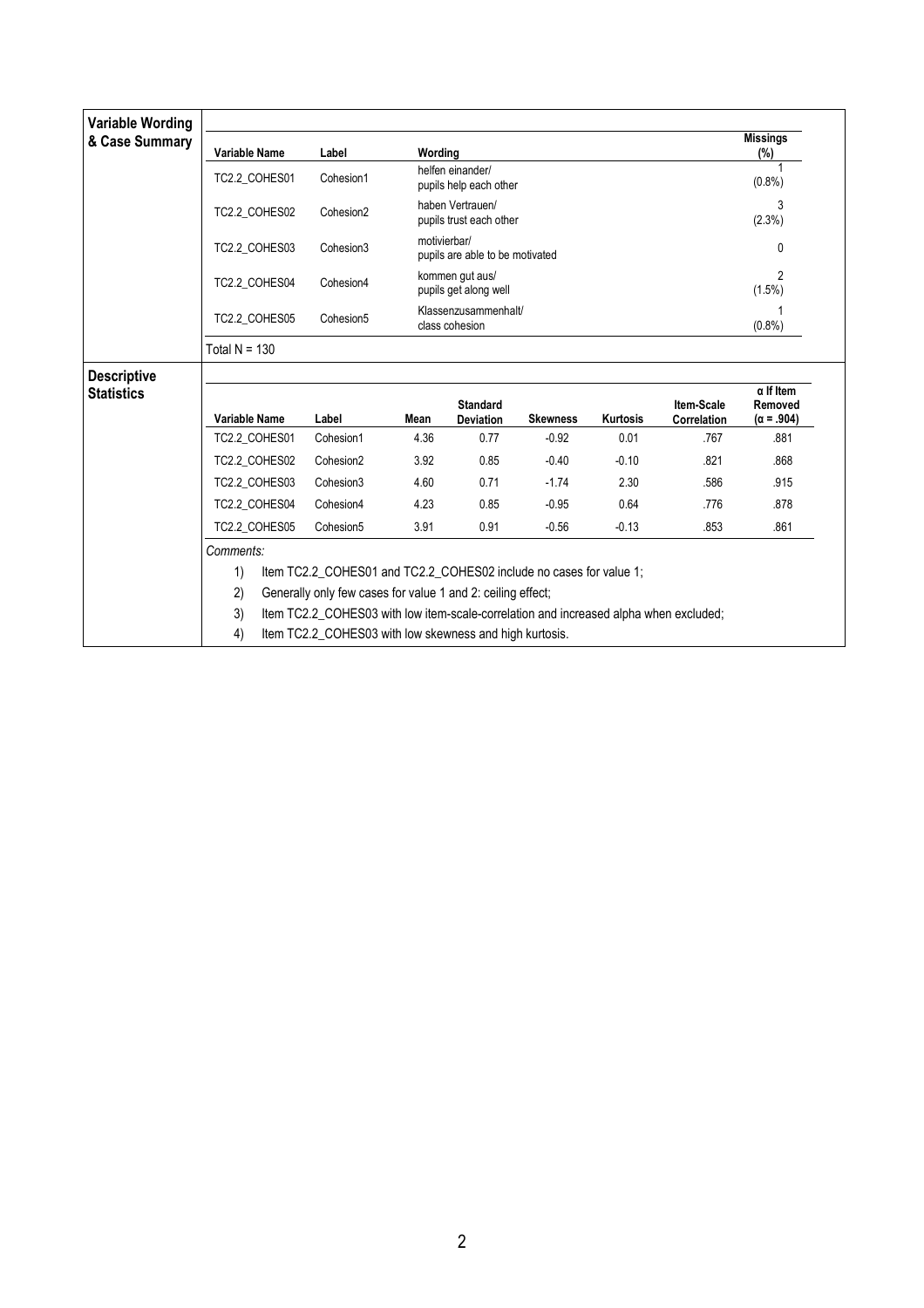## Variable Wording & Case Summary

| Variable Name | Label | Wording | Missings (%) |
|---|---|---|---|
| TC2.2_COHES01 | Cohesion1 | helfen einander/ pupils help each other | 1 (0.8%) |
| TC2.2_COHES02 | Cohesion2 | haben Vertrauen/ pupils trust each other | 3 (2.3%) |
| TC2.2_COHES03 | Cohesion3 | motivierbar/ pupils are able to be motivated | 0 |
| TC2.2_COHES04 | Cohesion4 | kommen gut aus/ pupils get along well | 2 (1.5%) |
| TC2.2_COHES05 | Cohesion5 | Klassenzusammenhalt/ class cohesion | 1 (0.8%) |

Total N = 130

## Descriptive Statistics

| Variable Name | Label | Mean | Standard Deviation | Skewness | Kurtosis | Item-Scale Correlation | α If Item Removed (α = .904) |
|---|---|---|---|---|---|---|---|
| TC2.2_COHES01 | Cohesion1 | 4.36 | 0.77 | -0.92 | 0.01 | .767 | .881 |
| TC2.2_COHES02 | Cohesion2 | 3.92 | 0.85 | -0.40 | -0.10 | .821 | .868 |
| TC2.2_COHES03 | Cohesion3 | 4.60 | 0.71 | -1.74 | 2.30 | .586 | .915 |
| TC2.2_COHES04 | Cohesion4 | 4.23 | 0.85 | -0.95 | 0.64 | .776 | .878 |
| TC2.2_COHES05 | Cohesion5 | 3.91 | 0.91 | -0.56 | -0.13 | .853 | .861 |

*Comments:*

1) Item TC2.2_COHES01 and TC2.2_COHES02 include no cases for value 1;
2) Generally only few cases for value 1 and 2: ceiling effect;
3) Item TC2.2_COHES03 with low item-scale-correlation and increased alpha when excluded;
4) Item TC2.2_COHES03 with low skewness and high kurtosis.